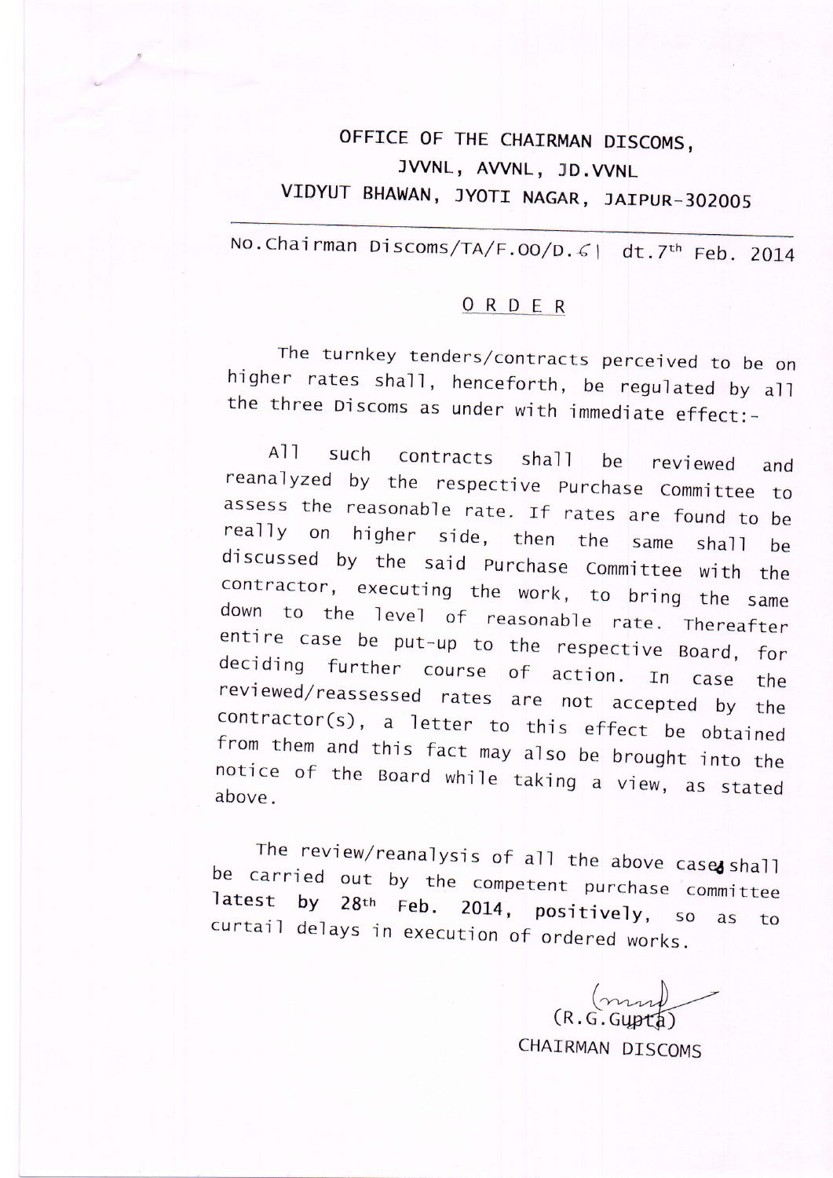OFFICE OF THE CHAIRMAN DISCOMS,
JVVNL, AVVNL, JD.VVNL
VIDYUT BHAWAN, JYOTI NAGAR, JAIPUR-302005

No.Chairman Discoms/TA/F.00/D.61 dt.7th Feb. 2014

## ORDER

The turnkey tenders/contracts perceived to be on higher rates shall, henceforth, be regulated by all the three Discoms as under with immediate effect:-

All such contracts shall be reviewed and reanalyzed by the respective Purchase Committee to assess the reasonable rate. If rates are found to be really on higher side, then the same shall be discussed by the said Purchase Committee with the contractor, executing the work, to bring the same down to the level of reasonable rate. Thereafter entire case be put-up to the respective Board, for deciding further course of action. In case the reviewed/reassessed rates are not accepted by the contractor(s), a letter to this effect be obtained from them and this fact may also be brought into the notice of the Board while taking a view, as stated above.

The review/reanalysis of all the above cases shall be carried out by the competent purchase committee latest by 28th Feb. 2014, positively, so as to curtail delays in execution of ordered works.

(R.G.Gupta)
CHAIRMAN DISCOMS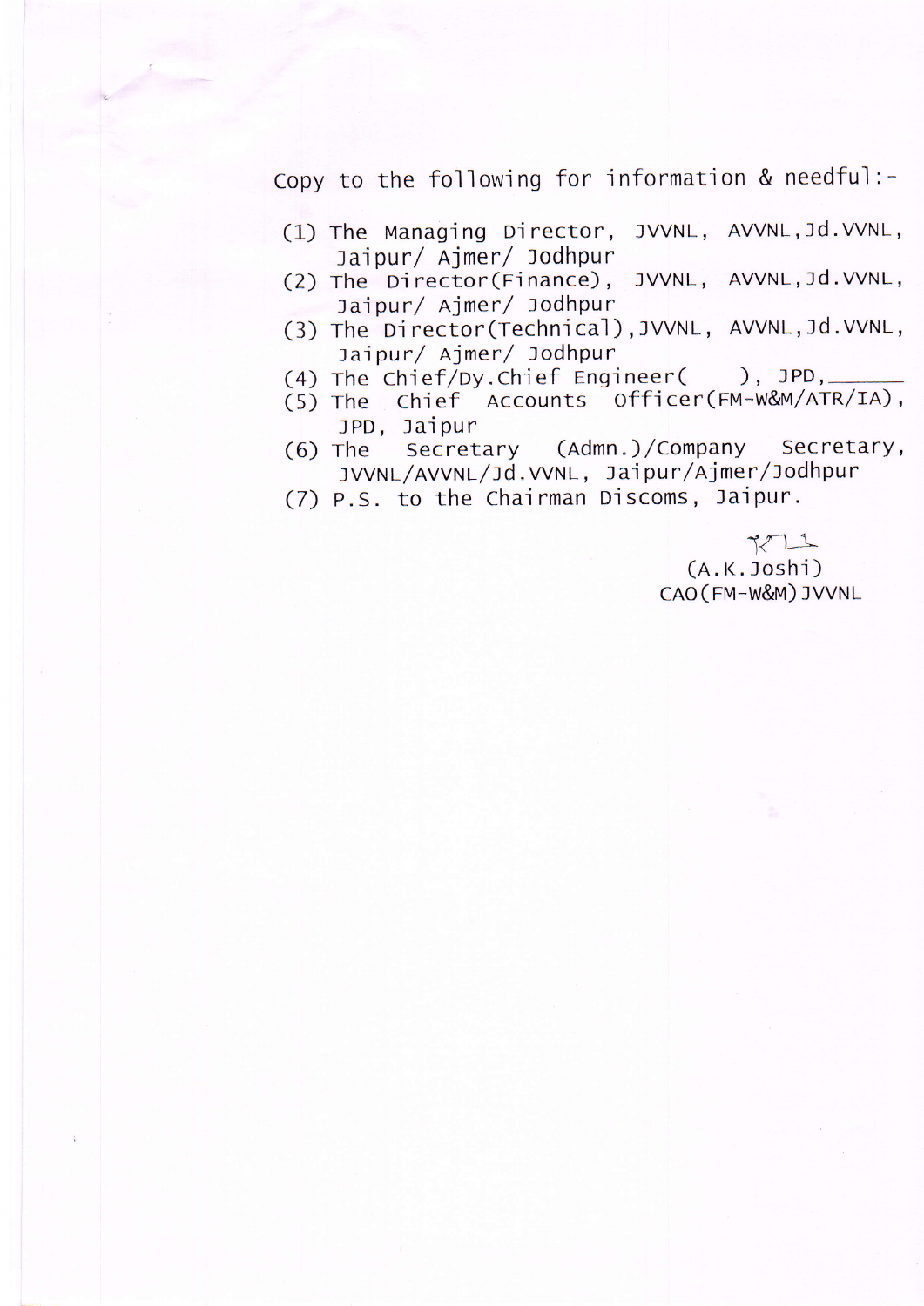Copy to the following for information & needful:-

(1) The Managing Director, JVVNL, AVVNL, Jd.VVNL, Jaipur/ Ajmer/ Jodhpur
(2) The Director(Finance), JVVNL, AVVNL, Jd.VVNL, Jaipur/ Ajmer/ Jodhpur
(3) The Director(Technical), JVVNL, AVVNL, Jd.VVNL, Jaipur/ Ajmer/ Jodhpur
(4) The Chief/Dy.Chief Engineer( ), JPD, ______
(5) The Chief Accounts Officer(FM-W&M/ATR/IA), JPD, Jaipur
(6) The Secretary (Admn.)/Company Secretary, JVVNL/AVVNL/Jd.VVNL, Jaipur/Ajmer/Jodhpur
(7) P.S. to the Chairman Discoms, Jaipur.

(A.K.Joshi)
CAO(FM-W&M) JVVNL